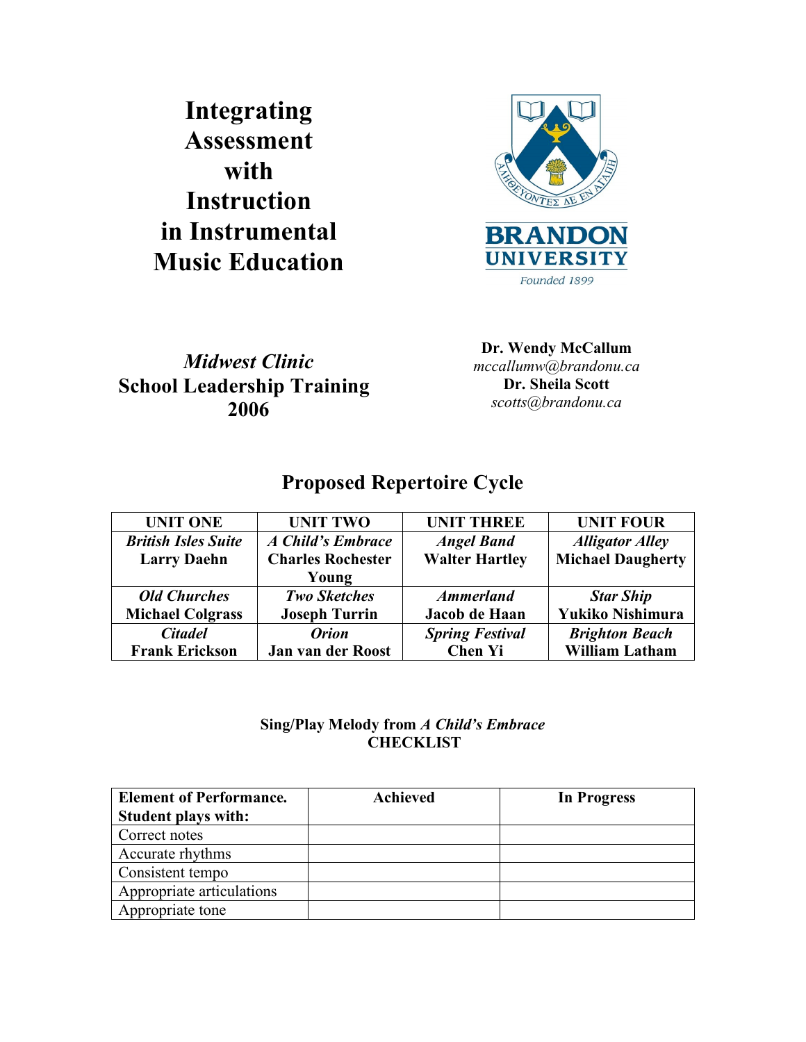# Integrating Assessment with Instruction in Instrumental Music Education

BRANDON UNIVERSITY
Founded 1899

*Midwest Clinic*
**School Leadership Training**
**2006**

**Dr. Wendy McCallum**
*mccallumw@brandonu.ca*
**Dr. Sheila Scott**
*scotts@brandonu.ca*

## Proposed Repertoire Cycle

| UNIT ONE | UNIT TWO | UNIT THREE | UNIT FOUR |
|---|---|---|---|
| ***British Isles Suite*** **Larry Daehn** | ***A Child's Embrace*** **Charles Rochester Young** | ***Angel Band*** **Walter Hartley** | ***Alligator Alley*** **Michael Daugherty** |
| ***Old Churches*** **Michael Colgrass** | ***Two Sketches*** **Joseph Turrin** | ***Ammerland*** **Jacob de Haan** | ***Star Ship*** **Yukiko Nishimura** |
| ***Citadel*** **Frank Erickson** | ***Orion*** **Jan van der Roost** | ***Spring Festival*** **Chen Yi** | ***Brighton Beach*** **William Latham** |

**Sing/Play Melody from *A Child's Embrace***
**CHECKLIST**

| Element of Performance. Student plays with: | Achieved | In Progress |
|---|---|---|
| Correct notes | | |
| Accurate rhythms | | |
| Consistent tempo | | |
| Appropriate articulations | | |
| Appropriate tone | | |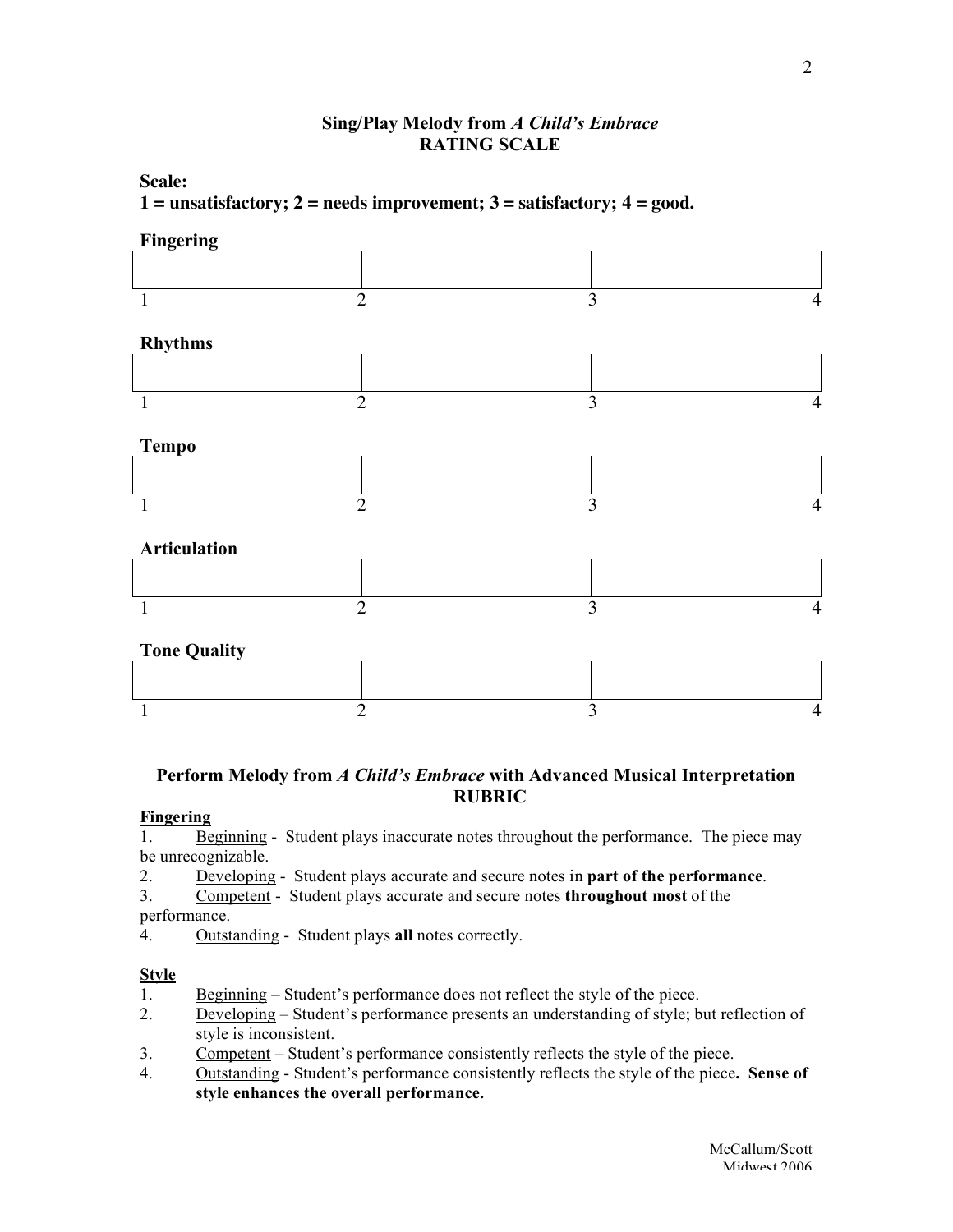## Sing/Play Melody from *A Child's Embrace*
## RATING SCALE

**Scale:**
**1 = unsatisfactory; 2 = needs improvement; 3 = satisfactory; 4 = good.**

**Fingering**

| 1 | 2 | 3 | 4 |
|---|---|---|---|

**Rhythms**

| 1 | 2 | 3 | 4 |
|---|---|---|---|

**Tempo**

| 1 | 2 | 3 | 4 |
|---|---|---|---|

**Articulation**

| 1 | 2 | 3 | 4 |
|---|---|---|---|

**Tone Quality**

| 1 | 2 | 3 | 4 |
|---|---|---|---|

## Perform Melody from *A Child's Embrace* with Advanced Musical Interpretation
## RUBRIC

**Fingering**

1. Beginning - Student plays inaccurate notes throughout the performance. The piece may be unrecognizable.
2. Developing - Student plays accurate and secure notes in **part of the performance**.
3. Competent - Student plays accurate and secure notes **throughout most** of the performance.
4. Outstanding - Student plays **all** notes correctly.

**Style**

1. Beginning – Student's performance does not reflect the style of the piece.
2. Developing – Student's performance presents an understanding of style; but reflection of style is inconsistent.
3. Competent – Student's performance consistently reflects the style of the piece.
4. Outstanding - Student's performance consistently reflects the style of the piece**. Sense of style enhances the overall performance.**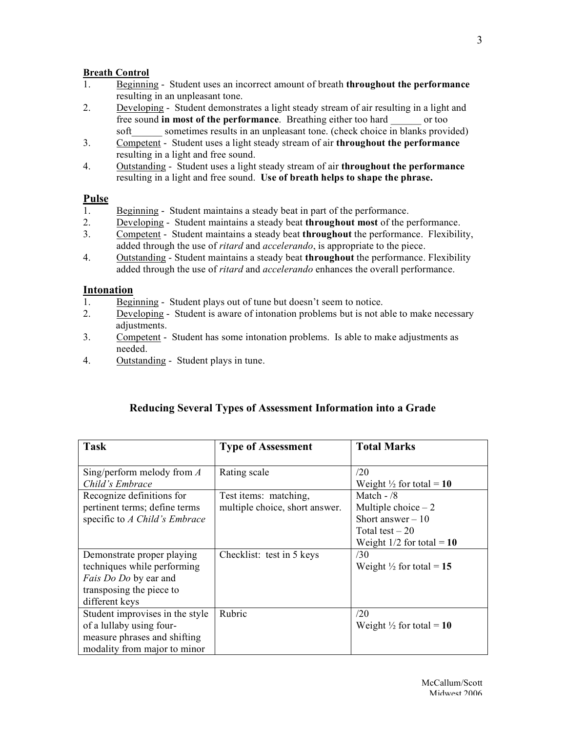**<u>Breath Control</u>**

1. <u>Beginning</u> - Student uses an incorrect amount of breath **throughout the performance** resulting in an unpleasant tone.
2. <u>Developing</u> - Student demonstrates a light steady stream of air resulting in a light and free sound **in most of the performance**. Breathing either too hard ______ or too soft______ sometimes results in an unpleasant tone. (check choice in blanks provided)
3. <u>Competent</u> - Student uses a light steady stream of air **throughout the performance** resulting in a light and free sound.
4. <u>Outstanding</u> - Student uses a light steady stream of air **throughout the performance** resulting in a light and free sound. **Use of breath helps to shape the phrase.**

**<u>Pulse</u>**

1. <u>Beginning</u> - Student maintains a steady beat in part of the performance.
2. <u>Developing</u> - Student maintains a steady beat **throughout most** of the performance.
3. <u>Competent</u> - Student maintains a steady beat **throughout** the performance. Flexibility, added through the use of *ritard* and *accelerando*, is appropriate to the piece.
4. <u>Outstanding</u> - Student maintains a steady beat **throughout** the performance. Flexibility added through the use of *ritard* and *accelerando* enhances the overall performance.

**<u>Intonation</u>**

1. <u>Beginning</u> - Student plays out of tune but doesn't seem to notice.
2. <u>Developing</u> - Student is aware of intonation problems but is not able to make necessary adjustments.
3. <u>Competent</u> - Student has some intonation problems. Is able to make adjustments as needed.
4. <u>Outstanding</u> - Student plays in tune.

## Reducing Several Types of Assessment Information into a Grade

| **Task** | **Type of Assessment** | **Total Marks** |
|---|---|---|
| Sing/perform melody from *A Child's Embrace* | Rating scale | /20<br>Weight ½ for total = **10** |
| Recognize definitions for pertinent terms; define terms specific to *A Child's Embrace* | Test items: matching, multiple choice, short answer. | Match - /8<br>Multiple choice – 2<br>Short answer – 10<br>Total test – 20<br>Weight 1/2 for total = **10** |
| Demonstrate proper playing techniques while performing *Fais Do Do* by ear and transposing the piece to different keys | Checklist: test in 5 keys | /30<br>Weight ½ for total = **15** |
| Student improvises in the style of a lullaby using four-measure phrases and shifting modality from major to minor | Rubric | /20<br>Weight ½ for total = **10** |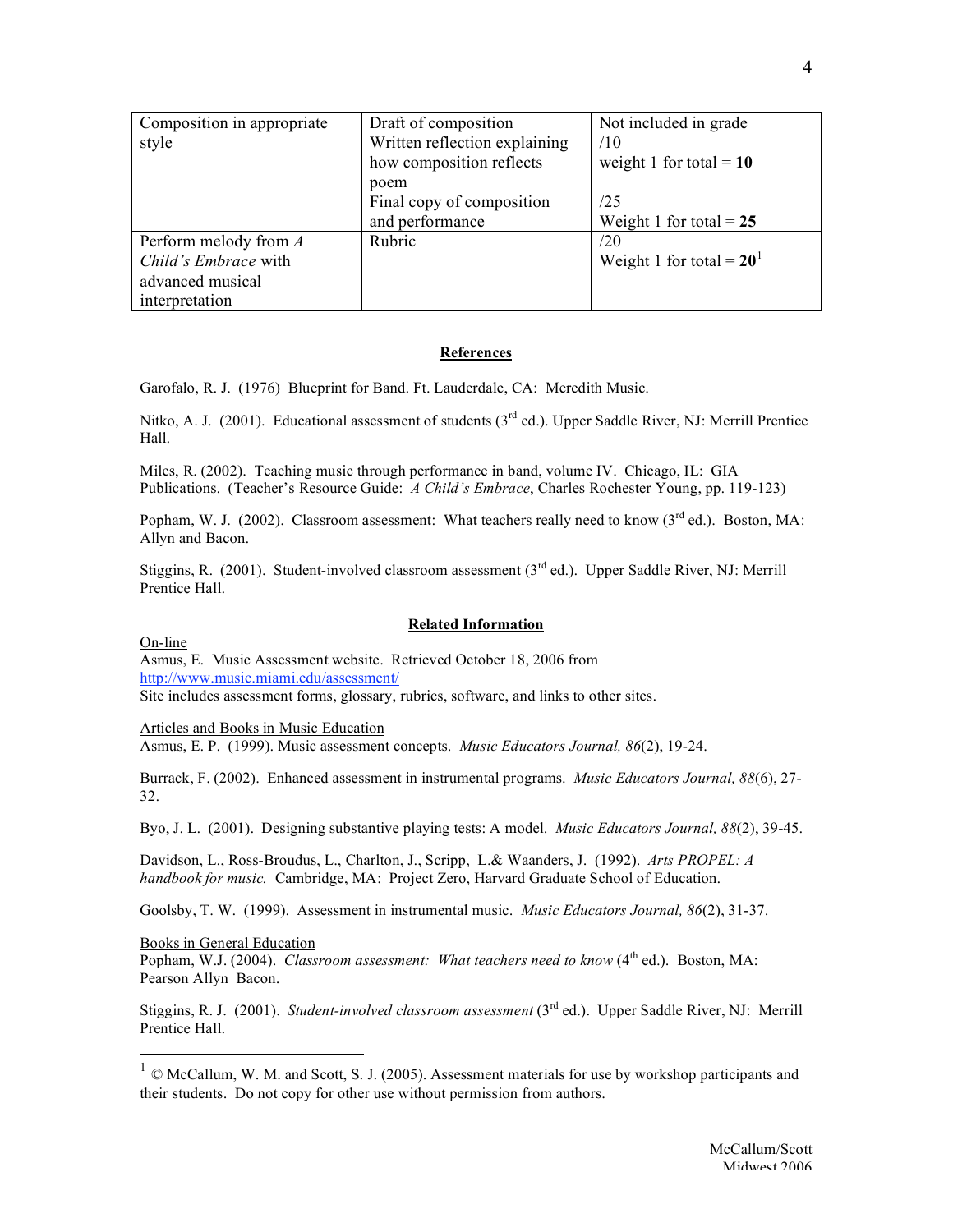| Composition in appropriate style | Draft of composition<br>Written reflection explaining how composition reflects poem<br>Final copy of composition and performance | Not included in grade<br>/10<br>weight 1 for total = **10**<br><br>/25<br>Weight 1 for total = **25** |
|---|---|---|
| Perform melody from *A Child's Embrace* with advanced musical interpretation | Rubric | /20<br>Weight 1 for total = **20**[1] |

## References

Garofalo, R. J. (1976) Blueprint for Band. Ft. Lauderdale, CA: Meredith Music.

Nitko, A. J. (2001). Educational assessment of students (3rd ed.). Upper Saddle River, NJ: Merrill Prentice Hall.

Miles, R. (2002). Teaching music through performance in band, volume IV. Chicago, IL: GIA Publications. (Teacher's Resource Guide: *A Child's Embrace*, Charles Rochester Young, pp. 119-123)

Popham, W. J. (2002). Classroom assessment: What teachers really need to know (3rd ed.). Boston, MA: Allyn and Bacon.

Stiggins, R. (2001). Student-involved classroom assessment (3rd ed.). Upper Saddle River, NJ: Merrill Prentice Hall.

## Related Information

On-line

Asmus, E. Music Assessment website. Retrieved October 18, 2006 from http://www.music.miami.edu/assessment/

Site includes assessment forms, glossary, rubrics, software, and links to other sites.

Articles and Books in Music Education

Asmus, E. P. (1999). Music assessment concepts. *Music Educators Journal, 86*(2), 19-24.

Burrack, F. (2002). Enhanced assessment in instrumental programs. *Music Educators Journal, 88*(6), 27-32.

Byo, J. L. (2001). Designing substantive playing tests: A model. *Music Educators Journal, 88*(2), 39-45.

Davidson, L., Ross-Broudus, L., Charlton, J., Scripp, L.& Waanders, J. (1992). *Arts PROPEL: A handbook for music.* Cambridge, MA: Project Zero, Harvard Graduate School of Education.

Goolsby, T. W. (1999). Assessment in instrumental music. *Music Educators Journal, 86*(2), 31-37.

Books in General Education

Popham, W.J. (2004). *Classroom assessment: What teachers need to know* (4th ed.). Boston, MA: Pearson Allyn Bacon.

Stiggins, R. J. (2001). *Student-involved classroom assessment* (3rd ed.). Upper Saddle River, NJ: Merrill Prentice Hall.

---

[1] © McCallum, W. M. and Scott, S. J. (2005). Assessment materials for use by workshop participants and their students. Do not copy for other use without permission from authors.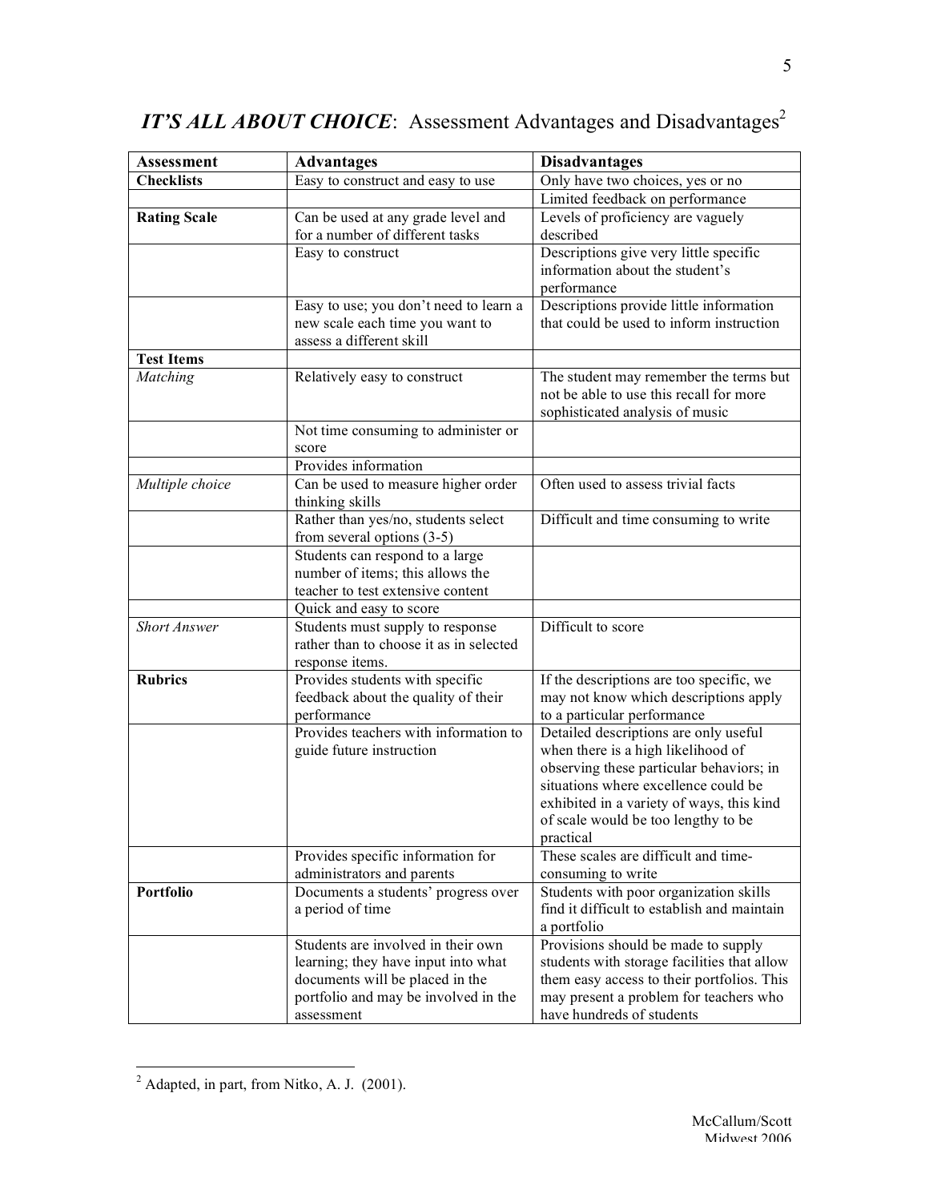# *IT'S ALL ABOUT CHOICE*: Assessment Advantages and Disadvantages[2]

| Assessment | Advantages | Disadvantages |
|---|---|---|
| **Checklists** | Easy to construct and easy to use | Only have two choices, yes or no |
| | | Limited feedback on performance |
| **Rating Scale** | Can be used at any grade level and for a number of different tasks | Levels of proficiency are vaguely described |
| | Easy to construct | Descriptions give very little specific information about the student's performance |
| | Easy to use; you don't need to learn a new scale each time you want to assess a different skill | Descriptions provide little information that could be used to inform instruction |
| **Test Items** | | |
| *Matching* | Relatively easy to construct | The student may remember the terms but not be able to use this recall for more sophisticated analysis of music |
| | Not time consuming to administer or score | |
| | Provides information | |
| *Multiple choice* | Can be used to measure higher order thinking skills | Often used to assess trivial facts |
| | Rather than yes/no, students select from several options (3-5) | Difficult and time consuming to write |
| | Students can respond to a large number of items; this allows the teacher to test extensive content | |
| | Quick and easy to score | |
| *Short Answer* | Students must supply to response rather than to choose it as in selected response items. | Difficult to score |
| **Rubrics** | Provides students with specific feedback about the quality of their performance | If the descriptions are too specific, we may not know which descriptions apply to a particular performance |
| | Provides teachers with information to guide future instruction | Detailed descriptions are only useful when there is a high likelihood of observing these particular behaviors; in situations where excellence could be exhibited in a variety of ways, this kind of scale would be too lengthy to be practical |
| | Provides specific information for administrators and parents | These scales are difficult and time-consuming to write |
| **Portfolio** | Documents a students' progress over a period of time | Students with poor organization skills find it difficult to establish and maintain a portfolio |
| | Students are involved in their own learning; they have input into what documents will be placed in the portfolio and may be involved in the assessment | Provisions should be made to supply students with storage facilities that allow them easy access to their portfolios. This may present a problem for teachers who have hundreds of students |

[2] Adapted, in part, from Nitko, A. J. (2001).